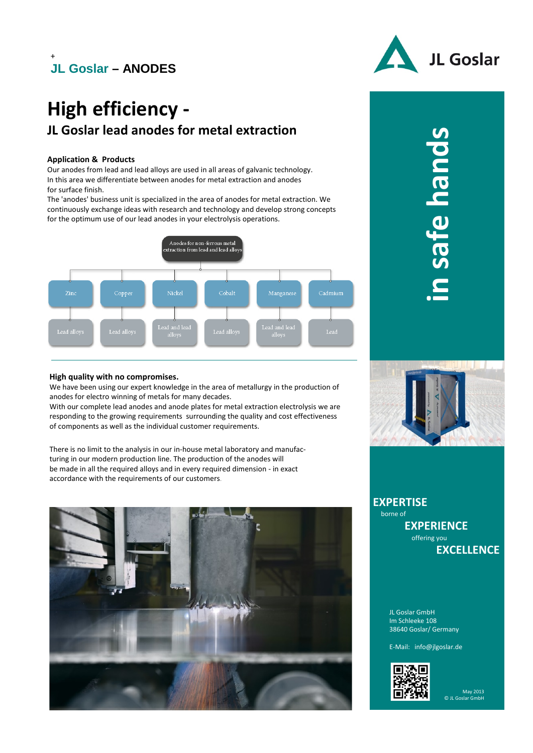+
**JL Goslar – ANODES**

JL Goslar

# High efficiency -

## JL Goslar lead anodes for metal extraction

**Application & Products**

Our anodes from lead and lead alloys are used in all areas of galvanic technology. In this area we differentiate between anodes for metal extraction and anodes for surface finish.

The 'anodes' business unit is specialized in the area of anodes for metal extraction. We continuously exchange ideas with research and technology and develop strong concepts for the optimum use of our lead anodes in your electrolysis operations.

Anodes for non-ferrous metal extraction from lead and lead alloys

| Zinc | Copper | Nickel | Cobalt | Manganese | Cadmium |
|---|---|---|---|---|---|
| Lead alloys | Lead alloys | Lead and lead alloys | Lead alloys | Lead and lead alloys | Lead |

**High quality with no compromises.**

We have been using our expert knowledge in the area of metallurgy in the production of anodes for electro winning of metals for many decades.

With our complete lead anodes and anode plates for metal extraction electrolysis we are responding to the growing requirements surrounding the quality and cost effectiveness of components as well as the individual customer requirements.

There is no limit to the analysis in our in-house metal laboratory and manufacturing in our modern production line. The production of the anodes will be made in all the required alloys and in every required dimension - in exact accordance with the requirements of our customers.

**in safe hands**

**EXPERTISE**
borne of
**EXPERIENCE**
offering you
**EXCELLENCE**

JL Goslar GmbH
Im Schleeke 108
38640 Goslar/ Germany

E-Mail: info@jlgoslar.de

May 2013
© JL Goslar GmbH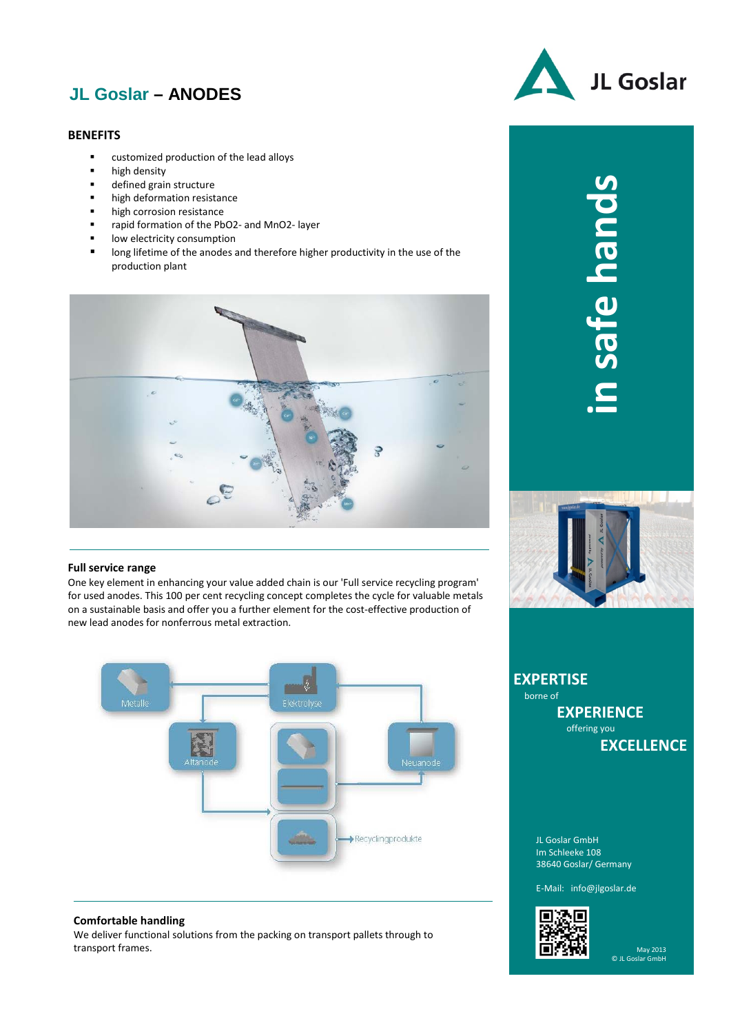# JL Goslar – ANODES

JL Goslar

## BENEFITS

- customized production of the lead alloys
- high density
- defined grain structure
- high deformation resistance
- high corrosion resistance
- rapid formation of the $PbO_2$- and $MnO_2$- layer
- low electricity consumption
- long lifetime of the anodes and therefore higher productivity in the use of the production plant

in safe hands

### Full service range

One key element in enhancing your value added chain is our 'Full service recycling program' for used anodes. This 100 per cent recycling concept completes the cycle for valuable metals on a sustainable basis and offer you a further element for the cost-effective production of new lead anodes for nonferrous metal extraction.

Metalle

Elektrolyse

Altanode

Neuanode

Recyclingprodukte

**EXPERTISE**
borne of
**EXPERIENCE**
offering you
**EXCELLENCE**

### Comfortable handling

We deliver functional solutions from the packing on transport pallets through to transport frames.

JL Goslar GmbH
Im Schleeke 108
38640 Goslar/ Germany

E-Mail: info@jlgoslar.de

May 2013
© JL Goslar GmbH